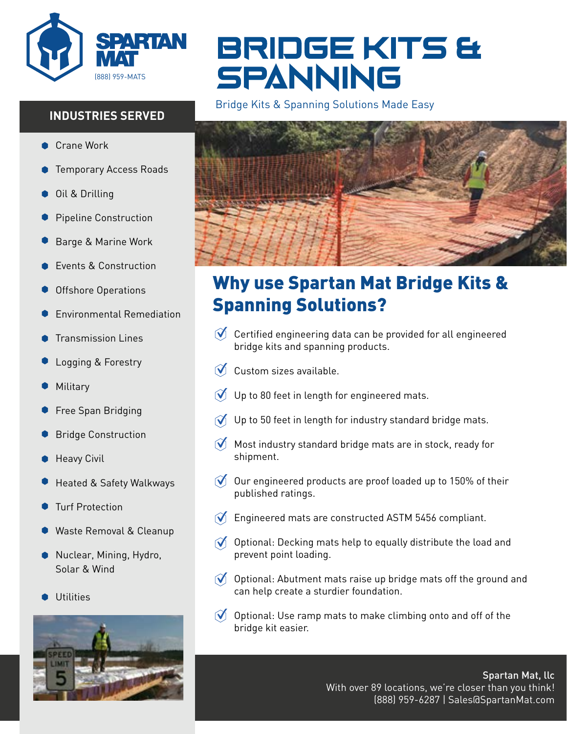SPARTAN MAT
(888) 959-MATS

# BRIDGE KITS & SPANNING

Bridge Kits & Spanning Solutions Made Easy

## INDUSTRIES SERVED

- Crane Work
- Temporary Access Roads
- Oil & Drilling
- Pipeline Construction
- Barge & Marine Work
- Events & Construction
- Offshore Operations
- Environmental Remediation
- Transmission Lines
- Logging & Forestry
- Military
- Free Span Bridging
- Bridge Construction
- Heavy Civil
- Heated & Safety Walkways
- Turf Protection
- Waste Removal & Cleanup
- Nuclear, Mining, Hydro, Solar & Wind
- Utilities

## Why use Spartan Mat Bridge Kits & Spanning Solutions?

- Certified engineering data can be provided for all engineered bridge kits and spanning products.
- Custom sizes available.
- Up to 80 feet in length for engineered mats.
- Up to 50 feet in length for industry standard bridge mats.
- Most industry standard bridge mats are in stock, ready for shipment.
- Our engineered products are proof loaded up to 150% of their published ratings.
- Engineered mats are constructed ASTM 5456 compliant.
- Optional: Decking mats help to equally distribute the load and prevent point loading.
- Optional: Abutment mats raise up bridge mats off the ground and can help create a sturdier foundation.
- Optional: Use ramp mats to make climbing onto and off of the bridge kit easier.

**Spartan Mat, llc**
With over 89 locations, we're closer than you think!
(888) 959-6287 | Sales@SpartanMat.com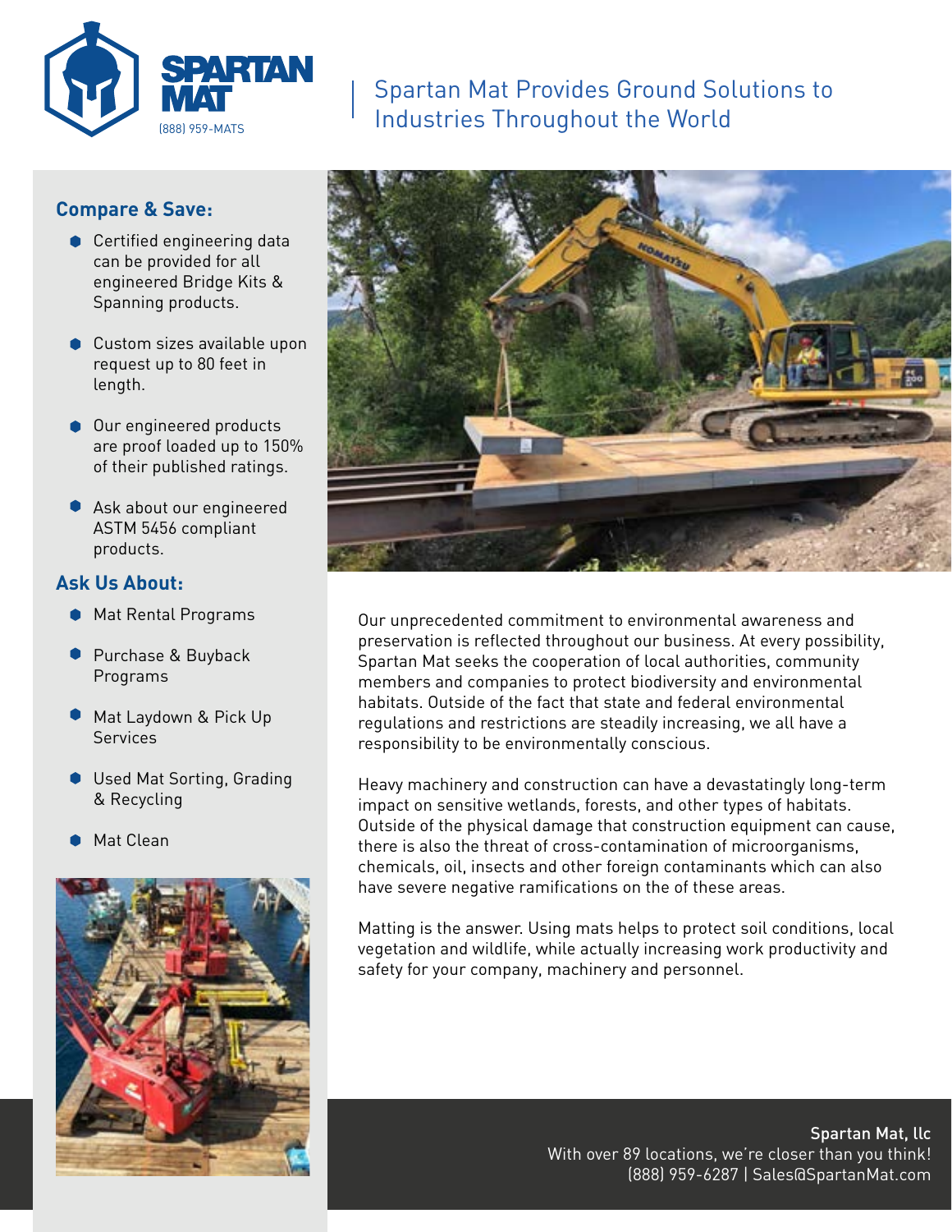SPARTAN MAT

(888) 959-MATS

# Spartan Mat Provides Ground Solutions to Industries Throughout the World

## Compare & Save:

- Certified engineering data can be provided for all engineered Bridge Kits & Spanning products.
- Custom sizes available upon request up to 80 feet in length.
- Our engineered products are proof loaded up to 150% of their published ratings.
- Ask about our engineered ASTM 5456 compliant products.

## Ask Us About:

- Mat Rental Programs
- Purchase & Buyback Programs
- Mat Laydown & Pick Up Services
- Used Mat Sorting, Grading & Recycling
- Mat Clean

Our unprecedented commitment to environmental awareness and preservation is reflected throughout our business. At every possibility, Spartan Mat seeks the cooperation of local authorities, community members and companies to protect biodiversity and environmental habitats. Outside of the fact that state and federal environmental regulations and restrictions are steadily increasing, we all have a responsibility to be environmentally conscious.

Heavy machinery and construction can have a devastatingly long-term impact on sensitive wetlands, forests, and other types of habitats. Outside of the physical damage that construction equipment can cause, there is also the threat of cross-contamination of microorganisms, chemicals, oil, insects and other foreign contaminants which can also have severe negative ramifications on the of these areas.

Matting is the answer. Using mats helps to protect soil conditions, local vegetation and wildlife, while actually increasing work productivity and safety for your company, machinery and personnel.

**Spartan Mat, llc**
With over 89 locations, we're closer than you think!
(888) 959-6287 | Sales@SpartanMat.com